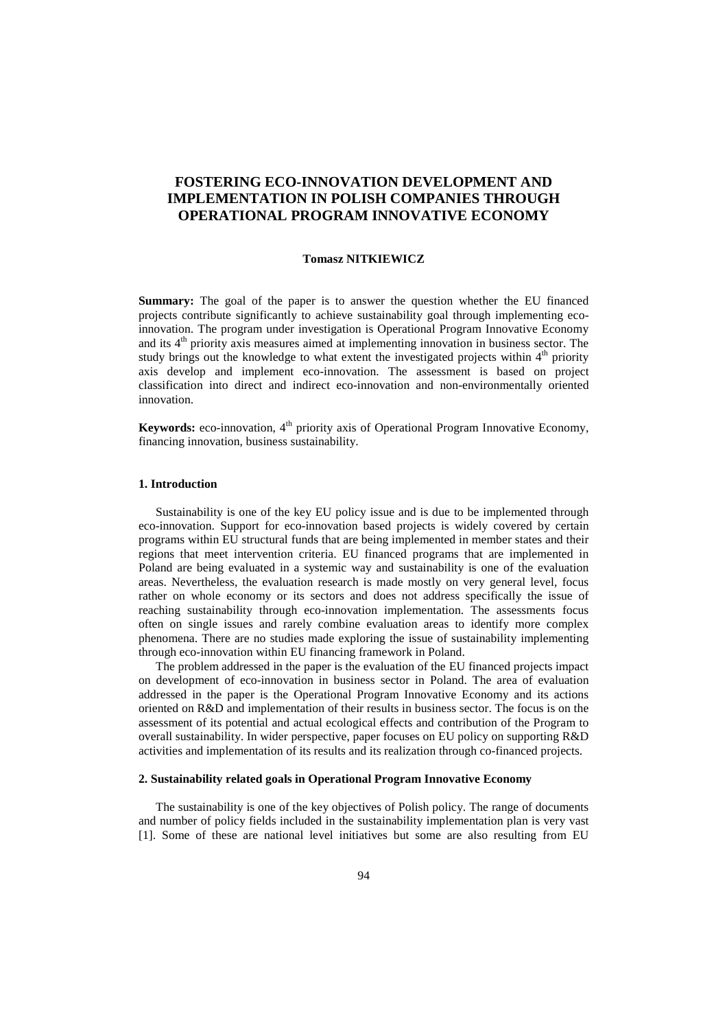# FOSTERING ECO-INNOVATION DEVELOPMENT AND IMPLEMENTATION IN POLISH COMPANIES THROUGH OPERATIONAL PROGRAM INNOVATIVE ECONOMY

**Tomasz NITKIEWICZ**

**Summary:** The goal of the paper is to answer the question whether the EU financed projects contribute significantly to achieve sustainability goal through implementing eco-innovation. The program under investigation is Operational Program Innovative Economy and its 4$^{th}$ priority axis measures aimed at implementing innovation in business sector. The study brings out the knowledge to what extent the investigated projects within 4$^{th}$ priority axis develop and implement eco-innovation. The assessment is based on project classification into direct and indirect eco-innovation and non-environmentally oriented innovation.

**Keywords:** eco-innovation, 4$^{th}$ priority axis of Operational Program Innovative Economy, financing innovation, business sustainability.

## 1. Introduction

Sustainability is one of the key EU policy issue and is due to be implemented through eco-innovation. Support for eco-innovation based projects is widely covered by certain programs within EU structural funds that are being implemented in member states and their regions that meet intervention criteria. EU financed programs that are implemented in Poland are being evaluated in a systemic way and sustainability is one of the evaluation areas. Nevertheless, the evaluation research is made mostly on very general level, focus rather on whole economy or its sectors and does not address specifically the issue of reaching sustainability through eco-innovation implementation. The assessments focus often on single issues and rarely combine evaluation areas to identify more complex phenomena. There are no studies made exploring the issue of sustainability implementing through eco-innovation within EU financing framework in Poland.

The problem addressed in the paper is the evaluation of the EU financed projects impact on development of eco-innovation in business sector in Poland. The area of evaluation addressed in the paper is the Operational Program Innovative Economy and its actions oriented on R&D and implementation of their results in business sector. The focus is on the assessment of its potential and actual ecological effects and contribution of the Program to overall sustainability. In wider perspective, paper focuses on EU policy on supporting R&D activities and implementation of its results and its realization through co-financed projects.

## 2. Sustainability related goals in Operational Program Innovative Economy

The sustainability is one of the key objectives of Polish policy. The range of documents and number of policy fields included in the sustainability implementation plan is very vast [1]. Some of these are national level initiatives but some are also resulting from EU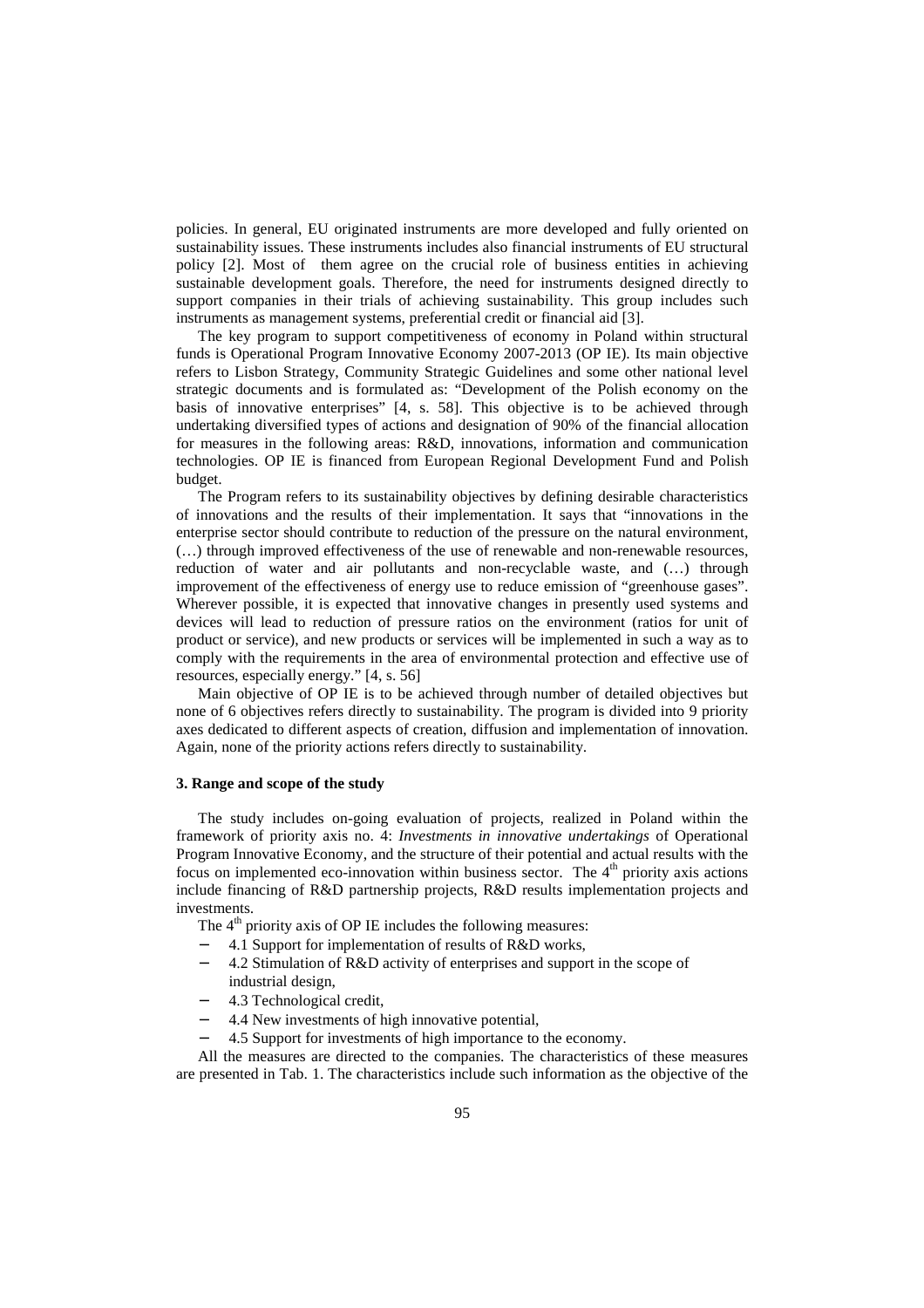policies. In general, EU originated instruments are more developed and fully oriented on sustainability issues. These instruments includes also financial instruments of EU structural policy [2]. Most of them agree on the crucial role of business entities in achieving sustainable development goals. Therefore, the need for instruments designed directly to support companies in their trials of achieving sustainability. This group includes such instruments as management systems, preferential credit or financial aid [3].

The key program to support competitiveness of economy in Poland within structural funds is Operational Program Innovative Economy 2007-2013 (OP IE). Its main objective refers to Lisbon Strategy, Community Strategic Guidelines and some other national level strategic documents and is formulated as: "Development of the Polish economy on the basis of innovative enterprises" [4, s. 58]. This objective is to be achieved through undertaking diversified types of actions and designation of 90% of the financial allocation for measures in the following areas: R&D, innovations, information and communication technologies. OP IE is financed from European Regional Development Fund and Polish budget.

The Program refers to its sustainability objectives by defining desirable characteristics of innovations and the results of their implementation. It says that "innovations in the enterprise sector should contribute to reduction of the pressure on the natural environment, (…) through improved effectiveness of the use of renewable and non-renewable resources, reduction of water and air pollutants and non-recyclable waste, and (…) through improvement of the effectiveness of energy use to reduce emission of "greenhouse gases". Wherever possible, it is expected that innovative changes in presently used systems and devices will lead to reduction of pressure ratios on the environment (ratios for unit of product or service), and new products or services will be implemented in such a way as to comply with the requirements in the area of environmental protection and effective use of resources, especially energy." [4, s. 56]

Main objective of OP IE is to be achieved through number of detailed objectives but none of 6 objectives refers directly to sustainability. The program is divided into 9 priority axes dedicated to different aspects of creation, diffusion and implementation of innovation. Again, none of the priority actions refers directly to sustainability.

### 3. Range and scope of the study

The study includes on-going evaluation of projects, realized in Poland within the framework of priority axis no. 4: *Investments in innovative undertakings* of Operational Program Innovative Economy, and the structure of their potential and actual results with the focus on implemented eco-innovation within business sector. The 4th priority axis actions include financing of R&D partnership projects, R&D results implementation projects and investments.

The 4th priority axis of OP IE includes the following measures:

- 4.1 Support for implementation of results of R&D works,
- 4.2 Stimulation of R&D activity of enterprises and support in the scope of industrial design,
- 4.3 Technological credit,
- 4.4 New investments of high innovative potential,
- 4.5 Support for investments of high importance to the economy.

All the measures are directed to the companies. The characteristics of these measures are presented in Tab. 1. The characteristics include such information as the objective of the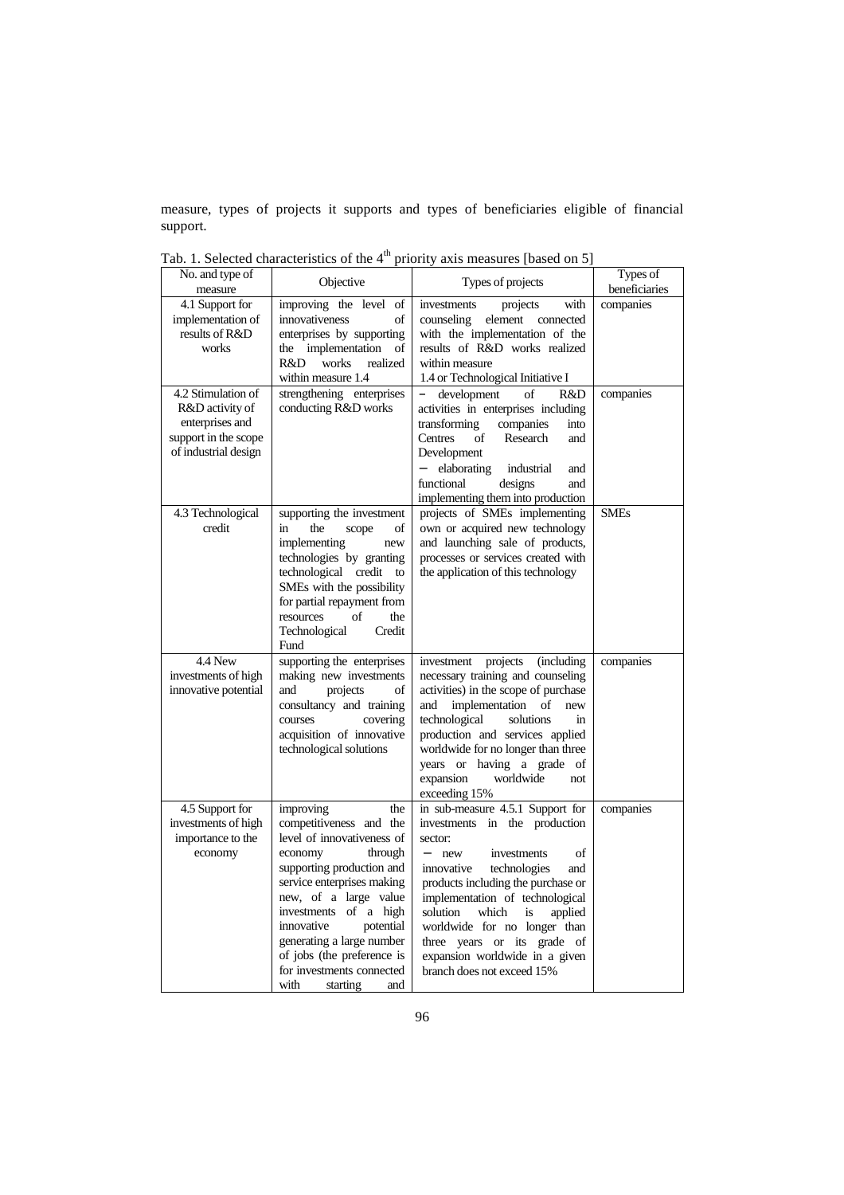measure, types of projects it supports and types of beneficiaries eligible of financial support.

Tab. 1. Selected characteristics of the 4th priority axis measures [based on 5]

| No. and type of measure | Objective | Types of projects | Types of beneficiaries |
|---|---|---|---|
| 4.1 Support for implementation of results of R&D works | improving the level of innovativeness of enterprises by supporting the implementation of R&D works realized within measure 1.4 | investments projects with counseling element connected with the implementation of the results of R&D works realized within measure 1.4 or Technological Initiative I | companies |
| 4.2 Stimulation of R&D activity of enterprises and support in the scope of industrial design | strengthening enterprises conducting R&D works | – development of R&D activities in enterprises including transforming companies into Centres of Research and Development<br>– elaborating industrial and functional designs and implementing them into production | companies |
| 4.3 Technological credit | supporting the investment in the scope of implementing new technologies by granting technological credit to SMEs with the possibility for partial repayment from resources of the Technological Credit Fund | projects of SMEs implementing own or acquired new technology and launching sale of products, processes or services created with the application of this technology | SMEs |
| 4.4 New investments of high innovative potential | supporting the enterprises making new investments and projects of consultancy and training courses covering acquisition of innovative technological solutions | investment projects (including necessary training and counseling activities) in the scope of purchase and implementation of new technological solutions in production and services applied worldwide for no longer than three years or having a grade of expansion worldwide not exceeding 15% | companies |
| 4.5 Support for investments of high importance to the economy | improving the competitiveness and the level of innovativeness of economy through supporting production and service enterprises making new, of a large value investments of a high innovative potential generating a large number of jobs (the preference is for investments connected with starting and | in sub-measure 4.5.1 Support for investments in the production sector:<br>– new investments of innovative technologies and products including the purchase or implementation of technological solution which is applied worldwide for no longer than three years or its grade of expansion worldwide in a given branch does not exceed 15% | companies |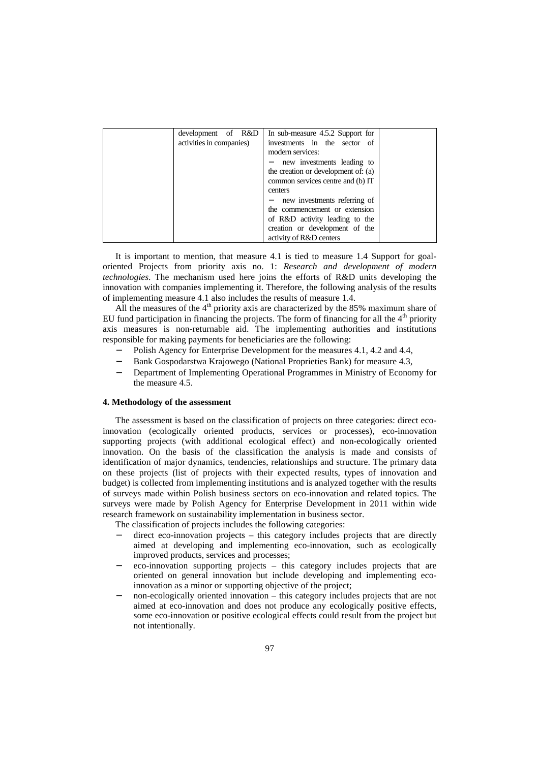|  | development of R&D activities in companies) | In sub-measure 4.5.2 Support for investments in the sector of modern services:<br>− new investments leading to the creation or development of: (a) common services centre and (b) IT centers<br>− new investments referring of the commencement or extension of R&D activity leading to the creation or development of the activity of R&D centers |  |
|---|---|---|---|

It is important to mention, that measure 4.1 is tied to measure 1.4 Support for goal-oriented Projects from priority axis no. 1: *Research and development of modern technologies*. The mechanism used here joins the efforts of R&D units developing the innovation with companies implementing it. Therefore, the following analysis of the results of implementing measure 4.1 also includes the results of measure 1.4.

All the measures of the 4th priority axis are characterized by the 85% maximum share of EU fund participation in financing the projects. The form of financing for all the 4th priority axis measures is non-returnable aid. The implementing authorities and institutions responsible for making payments for beneficiaries are the following:

- Polish Agency for Enterprise Development for the measures 4.1, 4.2 and 4.4,
- Bank Gospodarstwa Krajowego (National Proprieties Bank) for measure 4.3,
- Department of Implementing Operational Programmes in Ministry of Economy for the measure 4.5.

### 4. Methodology of the assessment

The assessment is based on the classification of projects on three categories: direct eco-innovation (ecologically oriented products, services or processes), eco-innovation supporting projects (with additional ecological effect) and non-ecologically oriented innovation. On the basis of the classification the analysis is made and consists of identification of major dynamics, tendencies, relationships and structure. The primary data on these projects (list of projects with their expected results, types of innovation and budget) is collected from implementing institutions and is analyzed together with the results of surveys made within Polish business sectors on eco-innovation and related topics. The surveys were made by Polish Agency for Enterprise Development in 2011 within wide research framework on sustainability implementation in business sector.

The classification of projects includes the following categories:

- direct eco-innovation projects – this category includes projects that are directly aimed at developing and implementing eco-innovation, such as ecologically improved products, services and processes;
- eco-innovation supporting projects – this category includes projects that are oriented on general innovation but include developing and implementing eco-innovation as a minor or supporting objective of the project;
- non-ecologically oriented innovation – this category includes projects that are not aimed at eco-innovation and does not produce any ecologically positive effects, some eco-innovation or positive ecological effects could result from the project but not intentionally.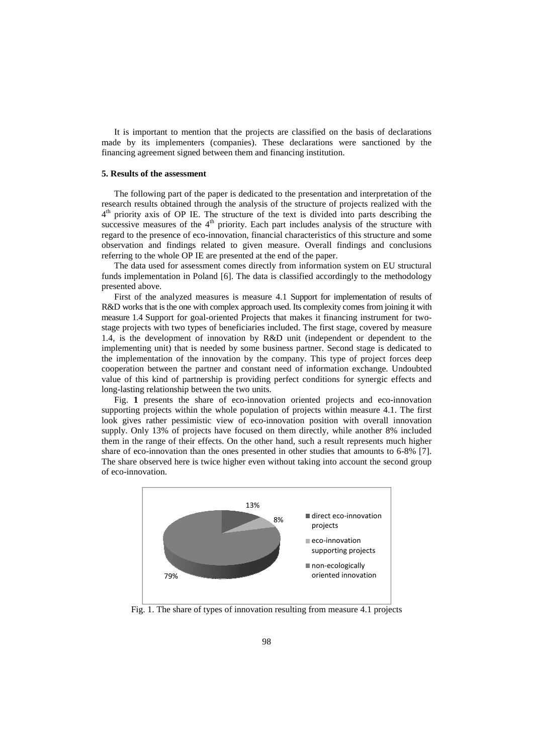It is important to mention that the projects are classified on the basis of declarations made by its implementers (companies). These declarations were sanctioned by the financing agreement signed between them and financing institution.

### 5. Results of the assessment

The following part of the paper is dedicated to the presentation and interpretation of the research results obtained through the analysis of the structure of projects realized with the 4th priority axis of OP IE. The structure of the text is divided into parts describing the successive measures of the 4th priority. Each part includes analysis of the structure with regard to the presence of eco-innovation, financial characteristics of this structure and some observation and findings related to given measure. Overall findings and conclusions referring to the whole OP IE are presented at the end of the paper.

The data used for assessment comes directly from information system on EU structural funds implementation in Poland [6]. The data is classified accordingly to the methodology presented above.

First of the analyzed measures is measure 4.1 Support for implementation of results of R&D works that is the one with complex approach used. Its complexity comes from joining it with measure 1.4 Support for goal-oriented Projects that makes it financing instrument for two-stage projects with two types of beneficiaries included. The first stage, covered by measure 1.4, is the development of innovation by R&D unit (independent or dependent to the implementing unit) that is needed by some business partner. Second stage is dedicated to the implementation of the innovation by the company. This type of project forces deep cooperation between the partner and constant need of information exchange. Undoubted value of this kind of partnership is providing perfect conditions for synergic effects and long-lasting relationship between the two units.

Fig. **1** presents the share of eco-innovation oriented projects and eco-innovation supporting projects within the whole population of projects within measure 4.1. The first look gives rather pessimistic view of eco-innovation position with overall innovation supply. Only 13% of projects have focused on them directly, while another 8% included them in the range of their effects. On the other hand, such a result represents much higher share of eco-innovation than the ones presented in other studies that amounts to 6-8% [7]. The share observed here is twice higher even without taking into account the second group of eco-innovation.

13%
8%
79%

direct eco-innovation projects
eco-innovation supporting projects
non-ecologically oriented innovation

Fig. 1. The share of types of innovation resulting from measure 4.1 projects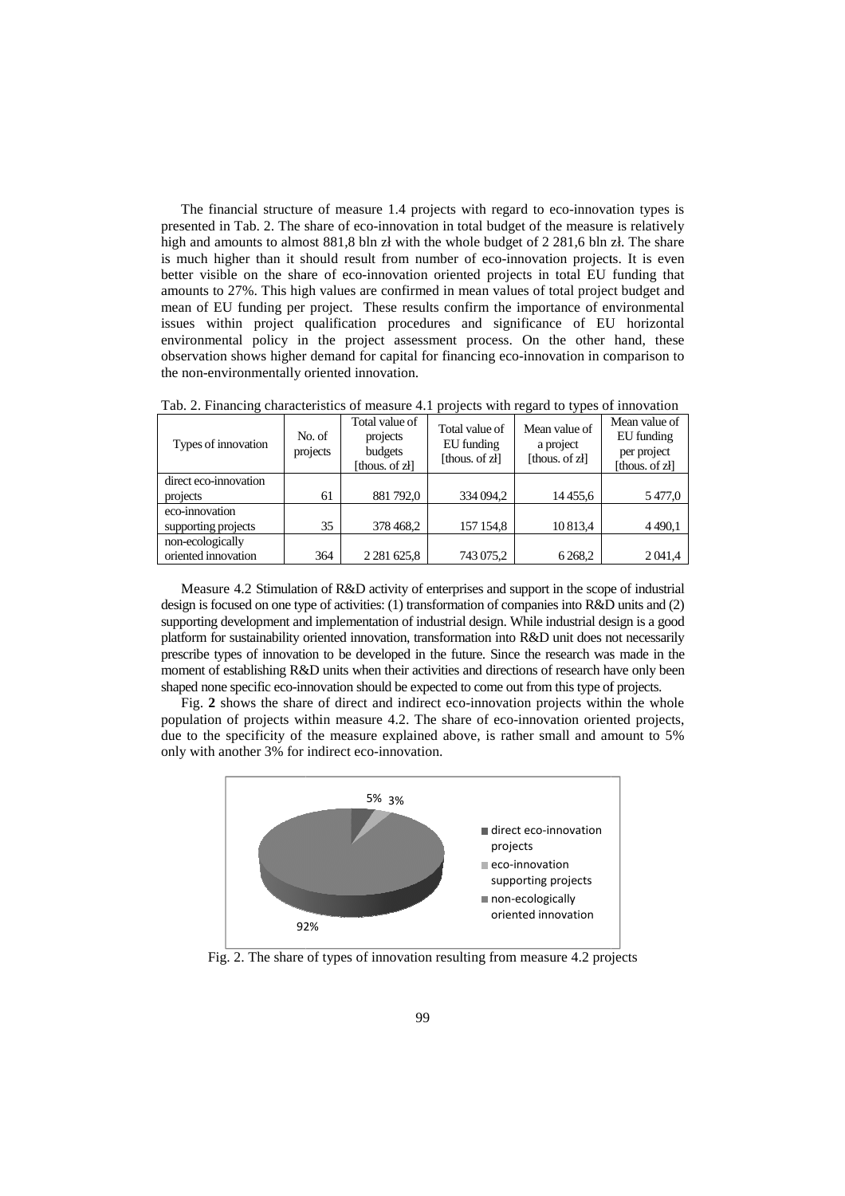The financial structure of measure 1.4 projects with regard to eco-innovation types is presented in Tab. 2. The share of eco-innovation in total budget of the measure is relatively high and amounts to almost 881,8 bln zł with the whole budget of 2 281,6 bln zł. The share is much higher than it should result from number of eco-innovation projects. It is even better visible on the share of eco-innovation oriented projects in total EU funding that amounts to 27%. This high values are confirmed in mean values of total project budget and mean of EU funding per project. These results confirm the importance of environmental issues within project qualification procedures and significance of EU horizontal environmental policy in the project assessment process. On the other hand, these observation shows higher demand for capital for financing eco-innovation in comparison to the non-environmentally oriented innovation.

Tab. 2. Financing characteristics of measure 4.1 projects with regard to types of innovation

| Types of innovation | No. of projects | Total value of projects budgets [thous. of zł] | Total value of EU funding [thous. of zł] | Mean value of a project [thous. of zł] | Mean value of EU funding per project [thous. of zł] |
|---|---|---|---|---|---|
| direct eco-innovation projects | 61 | 881 792,0 | 334 094,2 | 14 455,6 | 5 477,0 |
| eco-innovation supporting projects | 35 | 378 468,2 | 157 154,8 | 10 813,4 | 4 490,1 |
| non-ecologically oriented innovation | 364 | 2 281 625,8 | 743 075,2 | 6 268,2 | 2 041,4 |

Measure 4.2 Stimulation of R&D activity of enterprises and support in the scope of industrial design is focused on one type of activities: (1) transformation of companies into R&D units and (2) supporting development and implementation of industrial design. While industrial design is a good platform for sustainability oriented innovation, transformation into R&D unit does not necessarily prescribe types of innovation to be developed in the future. Since the research was made in the moment of establishing R&D units when their activities and directions of research have only been shaped none specific eco-innovation should be expected to come out from this type of projects.

Fig. **2** shows the share of direct and indirect eco-innovation projects within the whole population of projects within measure 4.2. The share of eco-innovation oriented projects, due to the specificity of the measure explained above, is rather small and amount to 5% only with another 3% for indirect eco-innovation.

Fig. 2. The share of types of innovation resulting from measure 4.2 projects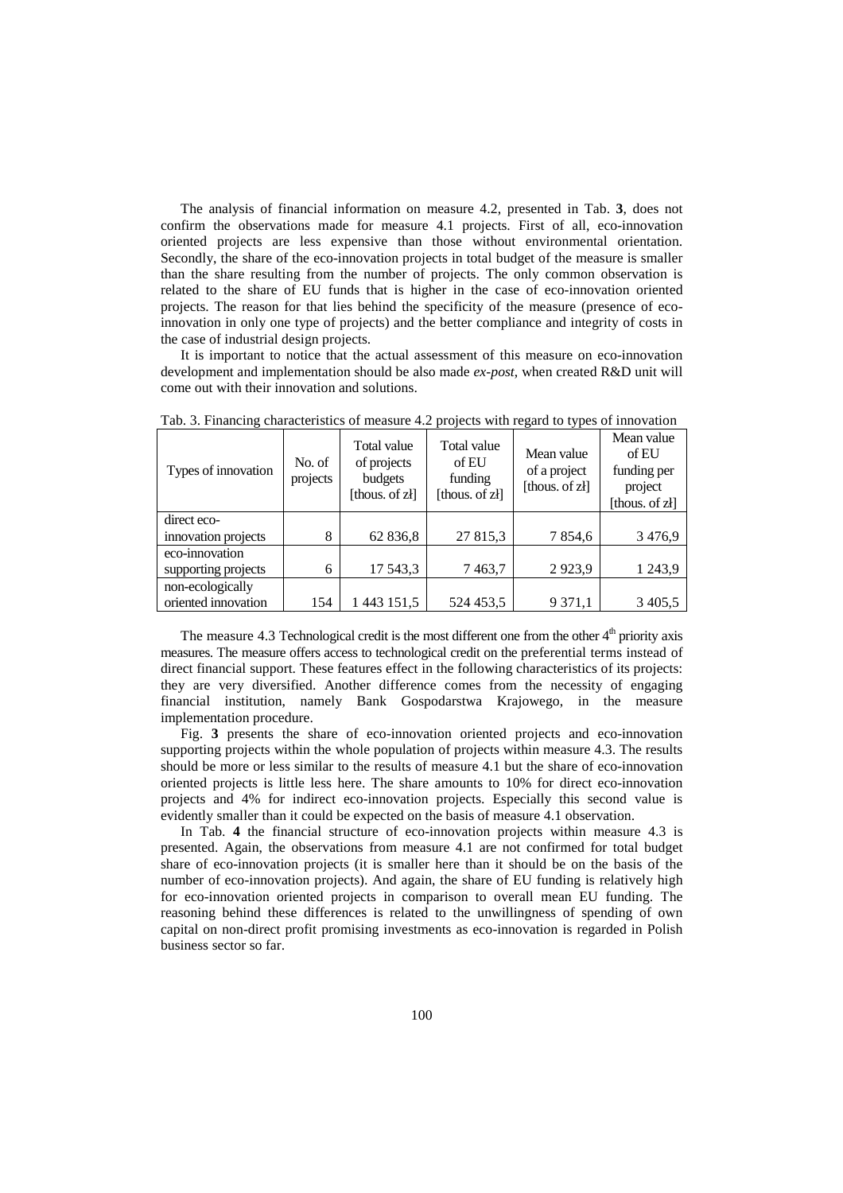The analysis of financial information on measure 4.2, presented in Tab. **3**, does not confirm the observations made for measure 4.1 projects. First of all, eco-innovation oriented projects are less expensive than those without environmental orientation. Secondly, the share of the eco-innovation projects in total budget of the measure is smaller than the share resulting from the number of projects. The only common observation is related to the share of EU funds that is higher in the case of eco-innovation oriented projects. The reason for that lies behind the specificity of the measure (presence of eco-innovation in only one type of projects) and the better compliance and integrity of costs in the case of industrial design projects.

It is important to notice that the actual assessment of this measure on eco-innovation development and implementation should be also made *ex-post*, when created R&D unit will come out with their innovation and solutions.

Tab. 3. Financing characteristics of measure 4.2 projects with regard to types of innovation

| Types of innovation | No. of projects | Total value of projects budgets [thous. of zł] | Total value of EU funding [thous. of zł] | Mean value of a project [thous. of zł] | Mean value of EU funding per project [thous. of zł] |
|---|---|---|---|---|---|
| direct eco-innovation projects | 8 | 62 836,8 | 27 815,3 | 7 854,6 | 3 476,9 |
| eco-innovation supporting projects | 6 | 17 543,3 | 7 463,7 | 2 923,9 | 1 243,9 |
| non-ecologically oriented innovation | 154 | 1 443 151,5 | 524 453,5 | 9 371,1 | 3 405,5 |

The measure 4.3 Technological credit is the most different one from the other 4[th] priority axis measures. The measure offers access to technological credit on the preferential terms instead of direct financial support. These features effect in the following characteristics of its projects: they are very diversified. Another difference comes from the necessity of engaging financial institution, namely Bank Gospodarstwa Krajowego, in the measure implementation procedure.

Fig. **3** presents the share of eco-innovation oriented projects and eco-innovation supporting projects within the whole population of projects within measure 4.3. The results should be more or less similar to the results of measure 4.1 but the share of eco-innovation oriented projects is little less here. The share amounts to 10% for direct eco-innovation projects and 4% for indirect eco-innovation projects. Especially this second value is evidently smaller than it could be expected on the basis of measure 4.1 observation.

In Tab. **4** the financial structure of eco-innovation projects within measure 4.3 is presented. Again, the observations from measure 4.1 are not confirmed for total budget share of eco-innovation projects (it is smaller here than it should be on the basis of the number of eco-innovation projects). And again, the share of EU funding is relatively high for eco-innovation oriented projects in comparison to overall mean EU funding. The reasoning behind these differences is related to the unwillingness of spending of own capital on non-direct profit promising investments as eco-innovation is regarded in Polish business sector so far.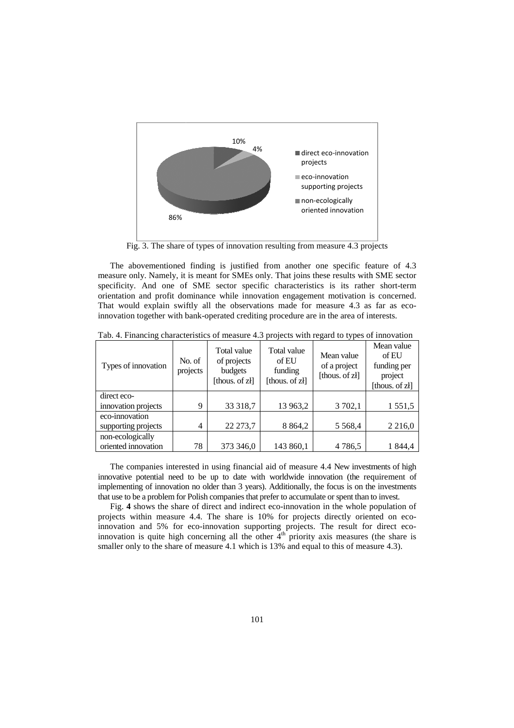Fig. 3. The share of types of innovation resulting from measure 4.3 projects

The abovementioned finding is justified from another one specific feature of 4.3 measure only. Namely, it is meant for SMEs only. That joins these results with SME sector specificity. And one of SME sector specific characteristics is its rather short-term orientation and profit dominance while innovation engagement motivation is concerned. That would explain swiftly all the observations made for measure 4.3 as far as eco-innovation together with bank-operated crediting procedure are in the area of interests.

Tab. 4. Financing characteristics of measure 4.3 projects with regard to types of innovation

| Types of innovation | No. of projects | Total value of projects budgets [thous. of zł] | Total value of EU funding [thous. of zł] | Mean value of a project [thous. of zł] | Mean value of EU funding per project [thous. of zł] |
|---|---|---|---|---|---|
| direct eco-innovation projects | 9 | 33 318,7 | 13 963,2 | 3 702,1 | 1 551,5 |
| eco-innovation supporting projects | 4 | 22 273,7 | 8 864,2 | 5 568,4 | 2 216,0 |
| non-ecologically oriented innovation | 78 | 373 346,0 | 143 860,1 | 4 786,5 | 1 844,4 |

The companies interested in using financial aid of measure 4.4 New investments of high innovative potential need to be up to date with worldwide innovation (the requirement of implementing of innovation no older than 3 years). Additionally, the focus is on the investments that use to be a problem for Polish companies that prefer to accumulate or spent than to invest.

Fig. **4** shows the share of direct and indirect eco-innovation in the whole population of projects within measure 4.4. The share is 10% for projects directly oriented on eco-innovation and 5% for eco-innovation supporting projects. The result for direct eco-innovation is quite high concerning all the other 4[th] priority axis measures (the share is smaller only to the share of measure 4.1 which is 13% and equal to this of measure 4.3).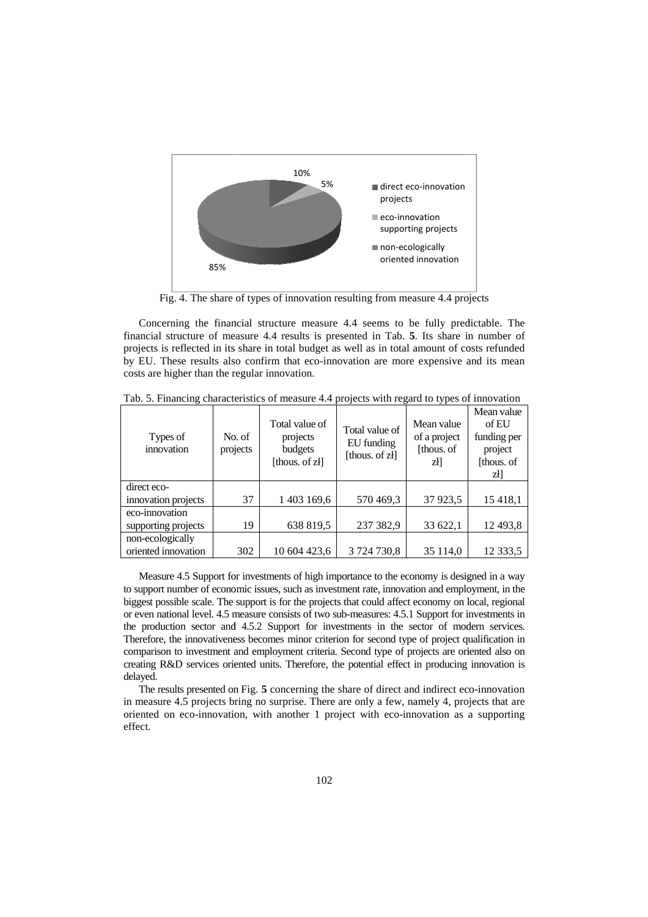Fig. 4. The share of types of innovation resulting from measure 4.4 projects

Concerning the financial structure measure 4.4 seems to be fully predictable. The financial structure of measure 4.4 results is presented in Tab. **5**. Its share in number of projects is reflected in its share in total budget as well as in total amount of costs refunded by EU. These results also confirm that eco-innovation are more expensive and its mean costs are higher than the regular innovation.

Tab. 5. Financing characteristics of measure 4.4 projects with regard to types of innovation

| Types of innovation | No. of projects | Total value of projects budgets [thous. of zł] | Total value of EU funding [thous. of zł] | Mean value of a project [thous. of zł] | Mean value of EU funding per project [thous. of zł] |
|---|---|---|---|---|---|
| direct eco-innovation projects | 37 | 1 403 169,6 | 570 469,3 | 37 923,5 | 15 418,1 |
| eco-innovation supporting projects | 19 | 638 819,5 | 237 382,9 | 33 622,1 | 12 493,8 |
| non-ecologically oriented innovation | 302 | 10 604 423,6 | 3 724 730,8 | 35 114,0 | 12 333,5 |

Measure 4.5 Support for investments of high importance to the economy is designed in a way to support number of economic issues, such as investment rate, innovation and employment, in the biggest possible scale. The support is for the projects that could affect economy on local, regional or even national level. 4.5 measure consists of two sub-measures: 4.5.1 Support for investments in the production sector and 4.5.2 Support for investments in the sector of modern services. Therefore, the innovativeness becomes minor criterion for second type of project qualification in comparison to investment and employment criteria. Second type of projects are oriented also on creating R&D services oriented units. Therefore, the potential effect in producing innovation is delayed.

The results presented on Fig. **5** concerning the share of direct and indirect eco-innovation in measure 4.5 projects bring no surprise. There are only a few, namely 4, projects that are oriented on eco-innovation, with another 1 project with eco-innovation as a supporting effect.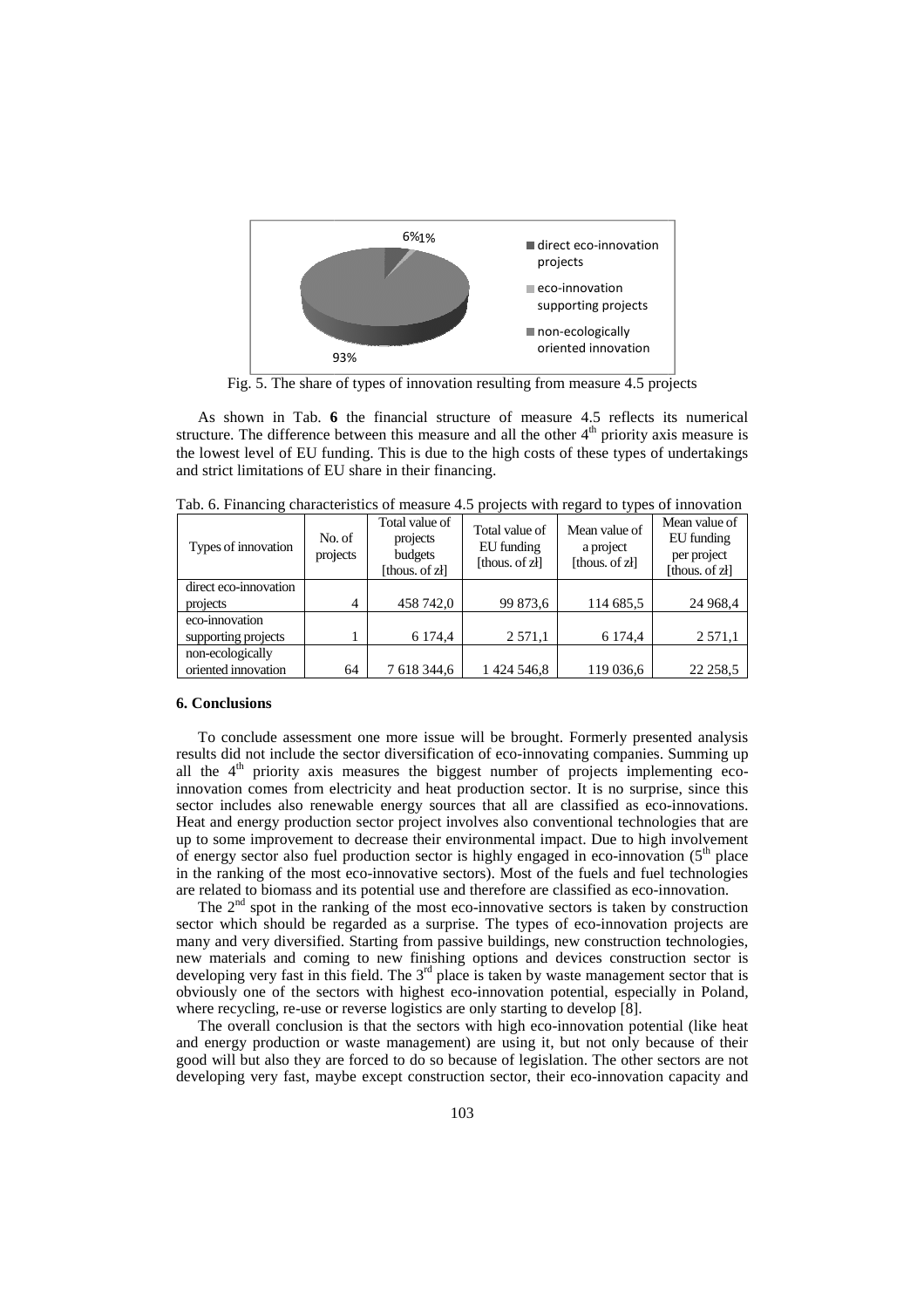Fig. 5. The share of types of innovation resulting from measure 4.5 projects

As shown in Tab. **6** the financial structure of measure 4.5 reflects its numerical structure. The difference between this measure and all the other 4th priority axis measure is the lowest level of EU funding. This is due to the high costs of these types of undertakings and strict limitations of EU share in their financing.

Tab. 6. Financing characteristics of measure 4.5 projects with regard to types of innovation

| Types of innovation | No. of projects | Total value of projects budgets [thous. of zł] | Total value of EU funding [thous. of zł] | Mean value of a project [thous. of zł] | Mean value of EU funding per project [thous. of zł] |
|---|---|---|---|---|---|
| direct eco-innovation projects | 4 | 458 742,0 | 99 873,6 | 114 685,5 | 24 968,4 |
| eco-innovation supporting projects | 1 | 6 174,4 | 2 571,1 | 6 174,4 | 2 571,1 |
| non-ecologically oriented innovation | 64 | 7 618 344,6 | 1 424 546,8 | 119 036,6 | 22 258,5 |

## 6. Conclusions

To conclude assessment one more issue will be brought. Formerly presented analysis results did not include the sector diversification of eco-innovating companies. Summing up all the 4th priority axis measures the biggest number of projects implementing eco-innovation comes from electricity and heat production sector. It is no surprise, since this sector includes also renewable energy sources that all are classified as eco-innovations. Heat and energy production sector project involves also conventional technologies that are up to some improvement to decrease their environmental impact. Due to high involvement of energy sector also fuel production sector is highly engaged in eco-innovation (5th place in the ranking of the most eco-innovative sectors). Most of the fuels and fuel technologies are related to biomass and its potential use and therefore are classified as eco-innovation.

The 2nd spot in the ranking of the most eco-innovative sectors is taken by construction sector which should be regarded as a surprise. The types of eco-innovation projects are many and very diversified. Starting from passive buildings, new construction technologies, new materials and coming to new finishing options and devices construction sector is developing very fast in this field. The 3rd place is taken by waste management sector that is obviously one of the sectors with highest eco-innovation potential, especially in Poland, where recycling, re-use or reverse logistics are only starting to develop [8].

The overall conclusion is that the sectors with high eco-innovation potential (like heat and energy production or waste management) are using it, but not only because of their good will but also they are forced to do so because of legislation. The other sectors are not developing very fast, maybe except construction sector, their eco-innovation capacity and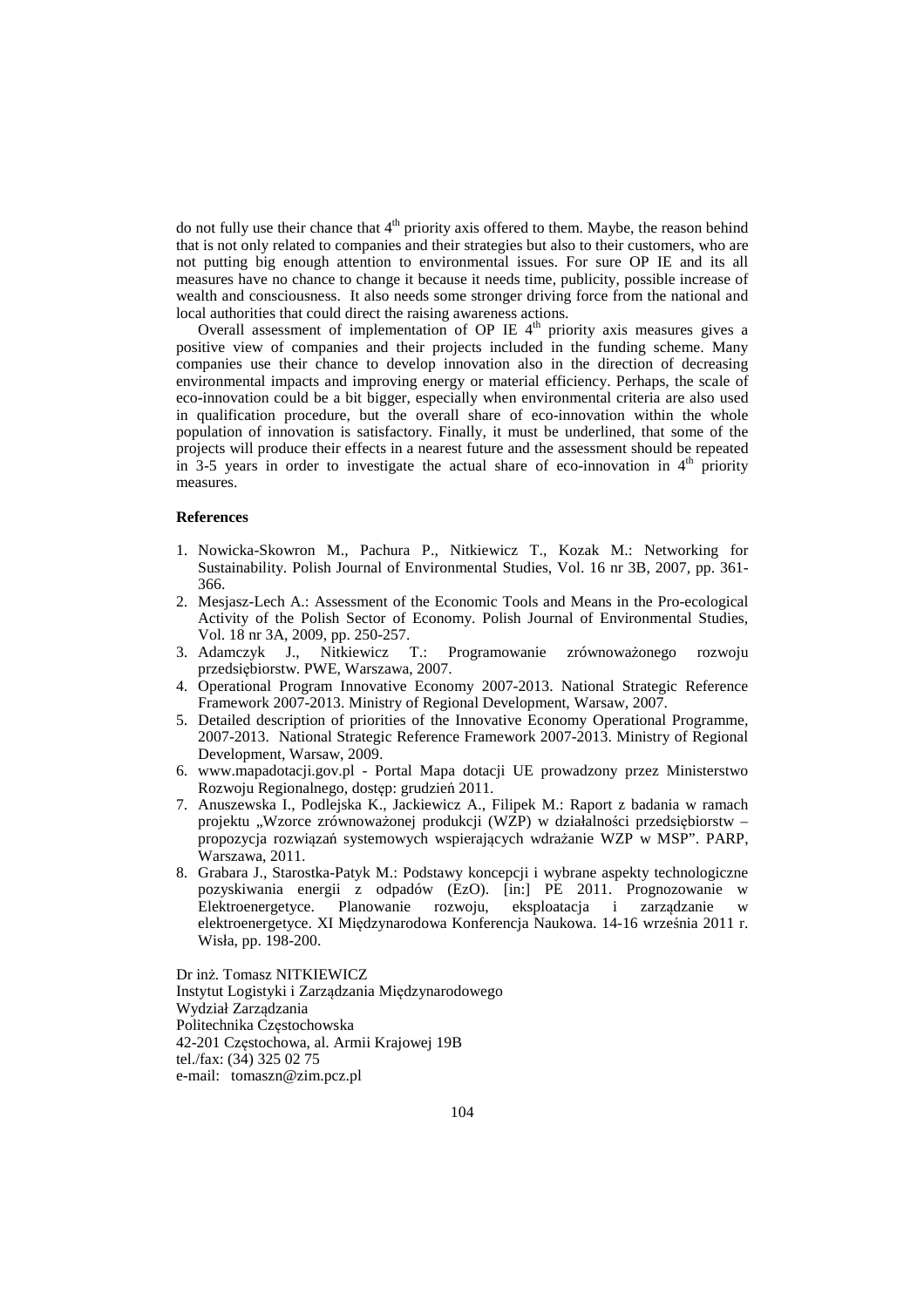do not fully use their chance that 4th priority axis offered to them. Maybe, the reason behind that is not only related to companies and their strategies but also to their customers, who are not putting big enough attention to environmental issues. For sure OP IE and its all measures have no chance to change it because it needs time, publicity, possible increase of wealth and consciousness. It also needs some stronger driving force from the national and local authorities that could direct the raising awareness actions.

Overall assessment of implementation of OP IE 4th priority axis measures gives a positive view of companies and their projects included in the funding scheme. Many companies use their chance to develop innovation also in the direction of decreasing environmental impacts and improving energy or material efficiency. Perhaps, the scale of eco-innovation could be a bit bigger, especially when environmental criteria are also used in qualification procedure, but the overall share of eco-innovation within the whole population of innovation is satisfactory. Finally, it must be underlined, that some of the projects will produce their effects in a nearest future and the assessment should be repeated in 3-5 years in order to investigate the actual share of eco-innovation in 4th priority measures.

**References**

1. Nowicka-Skowron M., Pachura P., Nitkiewicz T., Kozak M.: Networking for Sustainability. Polish Journal of Environmental Studies, Vol. 16 nr 3B, 2007, pp. 361-366.
2. Mesjasz-Lech A.: Assessment of the Economic Tools and Means in the Pro-ecological Activity of the Polish Sector of Economy. Polish Journal of Environmental Studies, Vol. 18 nr 3A, 2009, pp. 250-257.
3. Adamczyk J., Nitkiewicz T.: Programowanie zrównoważonego rozwoju przedsiębiorstw. PWE, Warszawa, 2007.
4. Operational Program Innovative Economy 2007-2013. National Strategic Reference Framework 2007-2013. Ministry of Regional Development, Warsaw, 2007.
5. Detailed description of priorities of the Innovative Economy Operational Programme, 2007-2013. National Strategic Reference Framework 2007-2013. Ministry of Regional Development, Warsaw, 2009.
6. www.mapadotacji.gov.pl - Portal Mapa dotacji UE prowadzony przez Ministerstwo Rozwoju Regionalnego, dostęp: grudzień 2011.
7. Anuszewska I., Podlejska K., Jackiewicz A., Filipek M.: Raport z badania w ramach projektu „Wzorce zrównoważonej produkcji (WZP) w działalności przedsiębiorstw – propozycja rozwiązań systemowych wspierających wdrażanie WZP w MSP". PARP, Warszawa, 2011.
8. Grabara J., Starostka-Patyk M.: Podstawy koncepcji i wybrane aspekty technologiczne pozyskiwania energii z odpadów (EzO). [in:] PE 2011. Prognozowanie w Elektroenergetyce. Planowanie rozwoju, eksploatacja i zarządzanie w elektroenergetyce. XI Międzynarodowa Konferencja Naukowa. 14-16 września 2011 r. Wisła, pp. 198-200.

Dr inż. Tomasz NITKIEWICZ
Instytut Logistyki i Zarządzania Międzynarodowego
Wydział Zarządzania
Politechnika Częstochowska
42-201 Częstochowa, al. Armii Krajowej 19B
tel./fax: (34) 325 02 75
e-mail: tomaszn@zim.pcz.pl